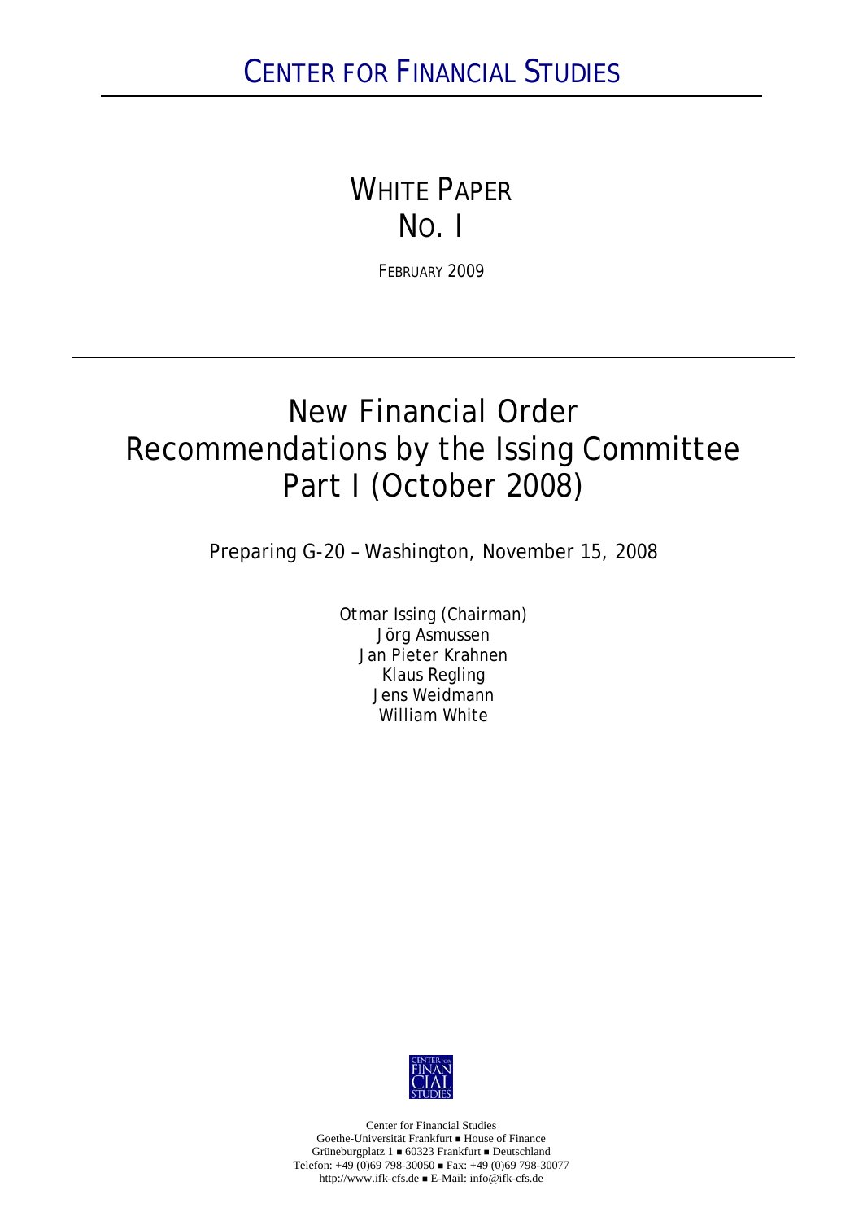# CENTER FOR FINANCIAL STUDIES

## WHITE PAPER
## NO. I

FEBRUARY 2009

# New Financial Order
# Recommendations by the Issing Committee
# Part I (October 2008)

Preparing G-20 – Washington, November 15, 2008

Otmar Issing (Chairman)
Jörg Asmussen
Jan Pieter Krahnen
Klaus Regling
Jens Weidmann
William White

Center for Financial Studies
Goethe-Universität Frankfurt ■ House of Finance
Grüneburgplatz 1 ■ 60323 Frankfurt ■ Deutschland
Telefon: +49 (0)69 798-30050 ■ Fax: +49 (0)69 798-30077
http://www.ifk-cfs.de ■ E-Mail: info@ifk-cfs.de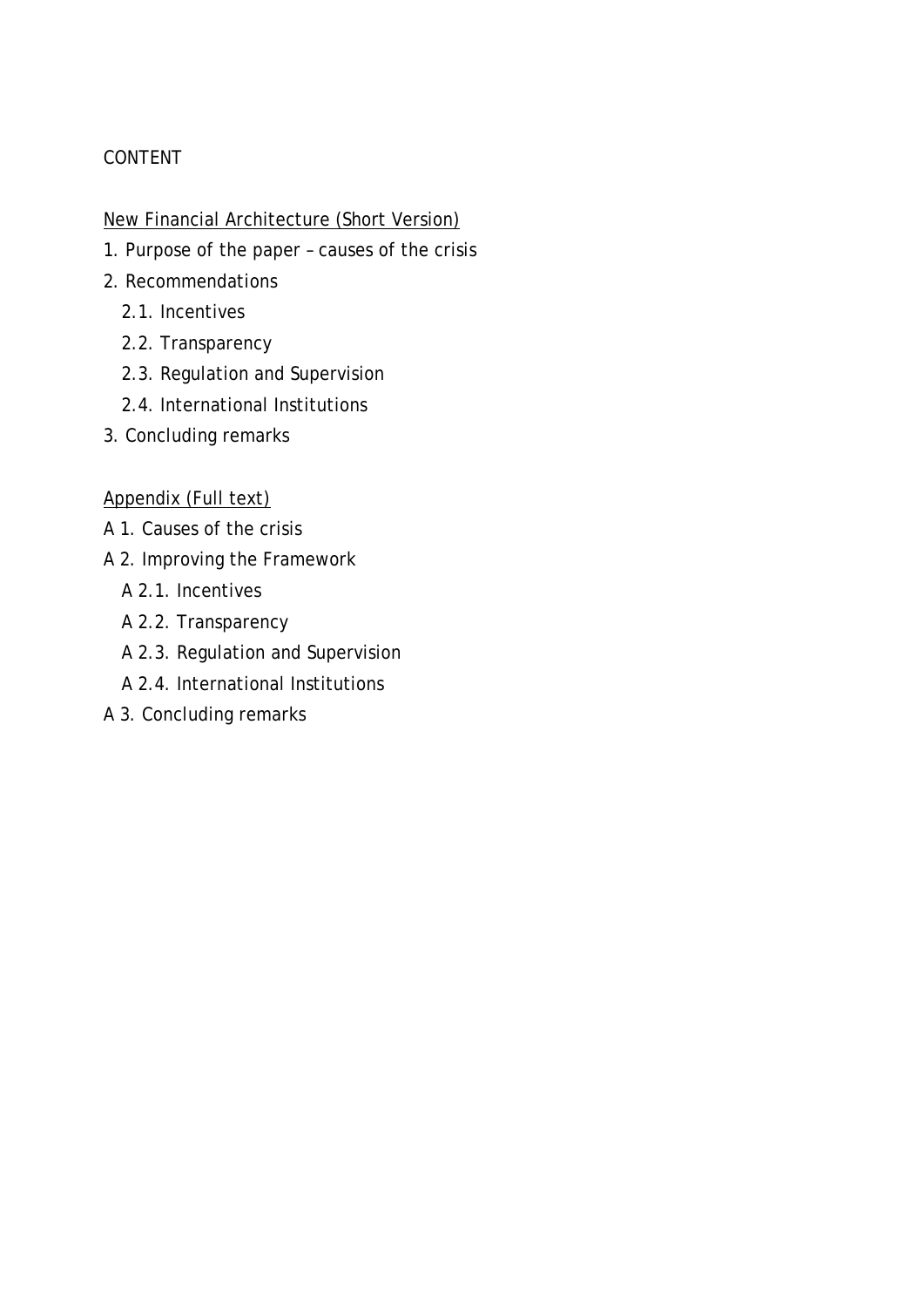CONTENT

<u>New Financial Architecture (Short Version)</u>

1. Purpose of the paper – causes of the crisis
2. Recommendations
   - 2.1. Incentives
   - 2.2. Transparency
   - 2.3. Regulation and Supervision
   - 2.4. International Institutions
3. Concluding remarks

<u>Appendix (Full text)</u>

A 1. Causes of the crisis

A 2. Improving the Framework

- A 2.1. Incentives
- A 2.2. Transparency
- A 2.3. Regulation and Supervision
- A 2.4. International Institutions

A 3. Concluding remarks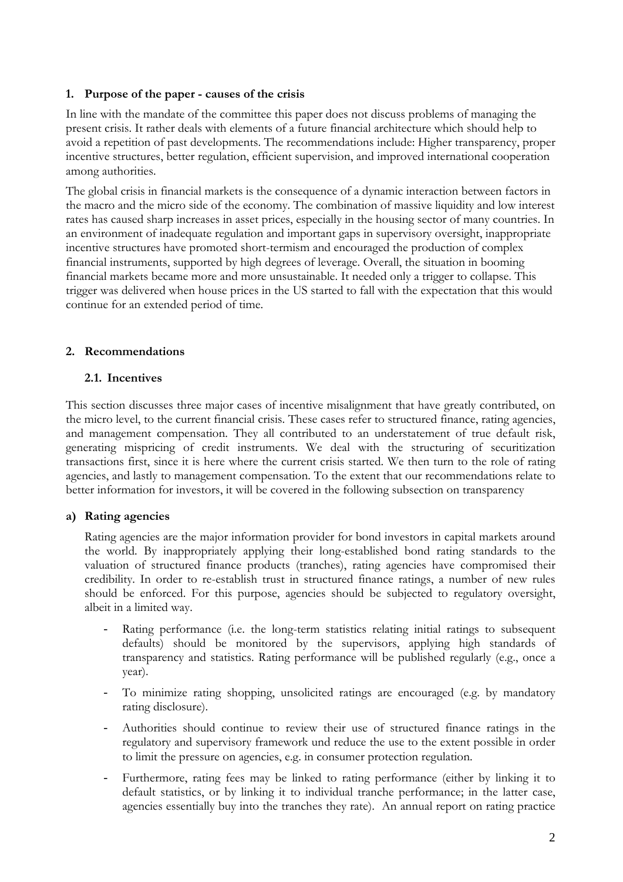## 1. Purpose of the paper - causes of the crisis

In line with the mandate of the committee this paper does not discuss problems of managing the present crisis. It rather deals with elements of a future financial architecture which should help to avoid a repetition of past developments. The recommendations include: Higher transparency, proper incentive structures, better regulation, efficient supervision, and improved international cooperation among authorities.

The global crisis in financial markets is the consequence of a dynamic interaction between factors in the macro and the micro side of the economy. The combination of massive liquidity and low interest rates has caused sharp increases in asset prices, especially in the housing sector of many countries. In an environment of inadequate regulation and important gaps in supervisory oversight, inappropriate incentive structures have promoted short-termism and encouraged the production of complex financial instruments, supported by high degrees of leverage. Overall, the situation in booming financial markets became more and more unsustainable. It needed only a trigger to collapse. This trigger was delivered when house prices in the US started to fall with the expectation that this would continue for an extended period of time.

## 2. Recommendations

### 2.1. Incentives

This section discusses three major cases of incentive misalignment that have greatly contributed, on the micro level, to the current financial crisis. These cases refer to structured finance, rating agencies, and management compensation. They all contributed to an understatement of true default risk, generating mispricing of credit instruments. We deal with the structuring of securitization transactions first, since it is here where the current crisis started. We then turn to the role of rating agencies, and lastly to management compensation. To the extent that our recommendations relate to better information for investors, it will be covered in the following subsection on transparency

#### a) Rating agencies

Rating agencies are the major information provider for bond investors in capital markets around the world. By inappropriately applying their long-established bond rating standards to the valuation of structured finance products (tranches), rating agencies have compromised their credibility. In order to re-establish trust in structured finance ratings, a number of new rules should be enforced. For this purpose, agencies should be subjected to regulatory oversight, albeit in a limited way.

- Rating performance (i.e. the long-term statistics relating initial ratings to subsequent defaults) should be monitored by the supervisors, applying high standards of transparency and statistics. Rating performance will be published regularly (e.g., once a year).
- To minimize rating shopping, unsolicited ratings are encouraged (e.g. by mandatory rating disclosure).
- Authorities should continue to review their use of structured finance ratings in the regulatory and supervisory framework und reduce the use to the extent possible in order to limit the pressure on agencies, e.g. in consumer protection regulation.
- Furthermore, rating fees may be linked to rating performance (either by linking it to default statistics, or by linking it to individual tranche performance; in the latter case, agencies essentially buy into the tranches they rate). An annual report on rating practice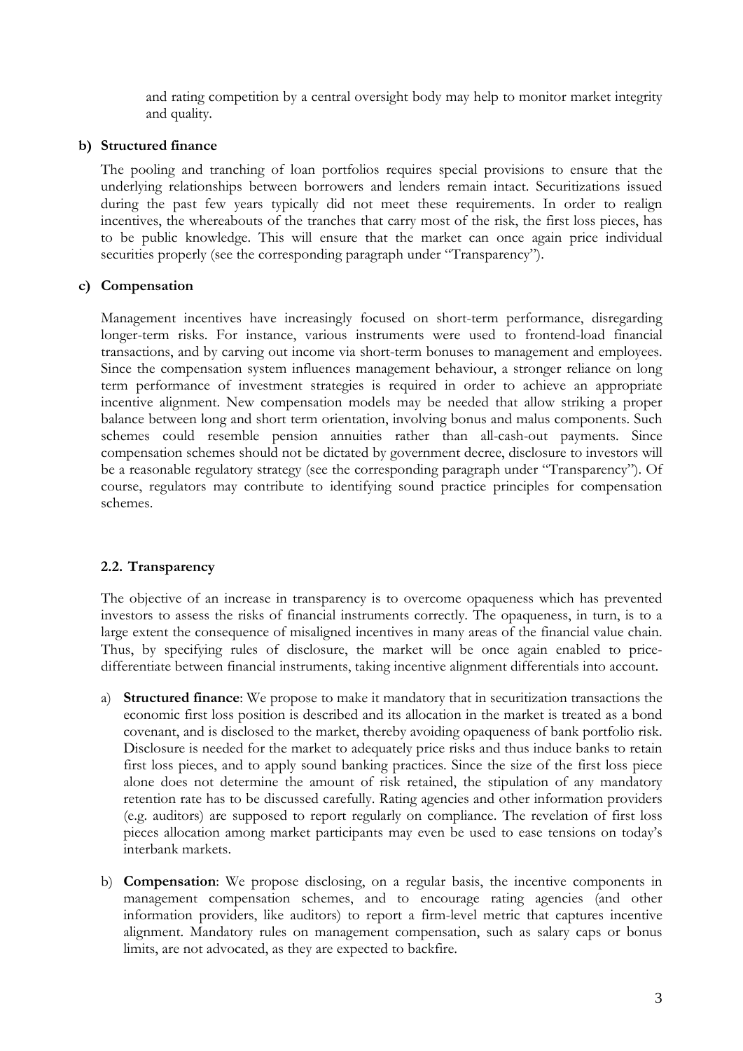and rating competition by a central oversight body may help to monitor market integrity and quality.

**b) Structured finance**

The pooling and tranching of loan portfolios requires special provisions to ensure that the underlying relationships between borrowers and lenders remain intact. Securitizations issued during the past few years typically did not meet these requirements. In order to realign incentives, the whereabouts of the tranches that carry most of the risk, the first loss pieces, has to be public knowledge. This will ensure that the market can once again price individual securities properly (see the corresponding paragraph under "Transparency").

**c) Compensation**

Management incentives have increasingly focused on short-term performance, disregarding longer-term risks. For instance, various instruments were used to frontend-load financial transactions, and by carving out income via short-term bonuses to management and employees. Since the compensation system influences management behaviour, a stronger reliance on long term performance of investment strategies is required in order to achieve an appropriate incentive alignment. New compensation models may be needed that allow striking a proper balance between long and short term orientation, involving bonus and malus components. Such schemes could resemble pension annuities rather than all-cash-out payments. Since compensation schemes should not be dictated by government decree, disclosure to investors will be a reasonable regulatory strategy (see the corresponding paragraph under "Transparency"). Of course, regulators may contribute to identifying sound practice principles for compensation schemes.

### 2.2. Transparency

The objective of an increase in transparency is to overcome opaqueness which has prevented investors to assess the risks of financial instruments correctly. The opaqueness, in turn, is to a large extent the consequence of misaligned incentives in many areas of the financial value chain. Thus, by specifying rules of disclosure, the market will be once again enabled to price-differentiate between financial instruments, taking incentive alignment differentials into account.

a) **Structured finance**: We propose to make it mandatory that in securitization transactions the economic first loss position is described and its allocation in the market is treated as a bond covenant, and is disclosed to the market, thereby avoiding opaqueness of bank portfolio risk. Disclosure is needed for the market to adequately price risks and thus induce banks to retain first loss pieces, and to apply sound banking practices. Since the size of the first loss piece alone does not determine the amount of risk retained, the stipulation of any mandatory retention rate has to be discussed carefully. Rating agencies and other information providers (e.g. auditors) are supposed to report regularly on compliance. The revelation of first loss pieces allocation among market participants may even be used to ease tensions on today's interbank markets.

b) **Compensation**: We propose disclosing, on a regular basis, the incentive components in management compensation schemes, and to encourage rating agencies (and other information providers, like auditors) to report a firm-level metric that captures incentive alignment. Mandatory rules on management compensation, such as salary caps or bonus limits, are not advocated, as they are expected to backfire.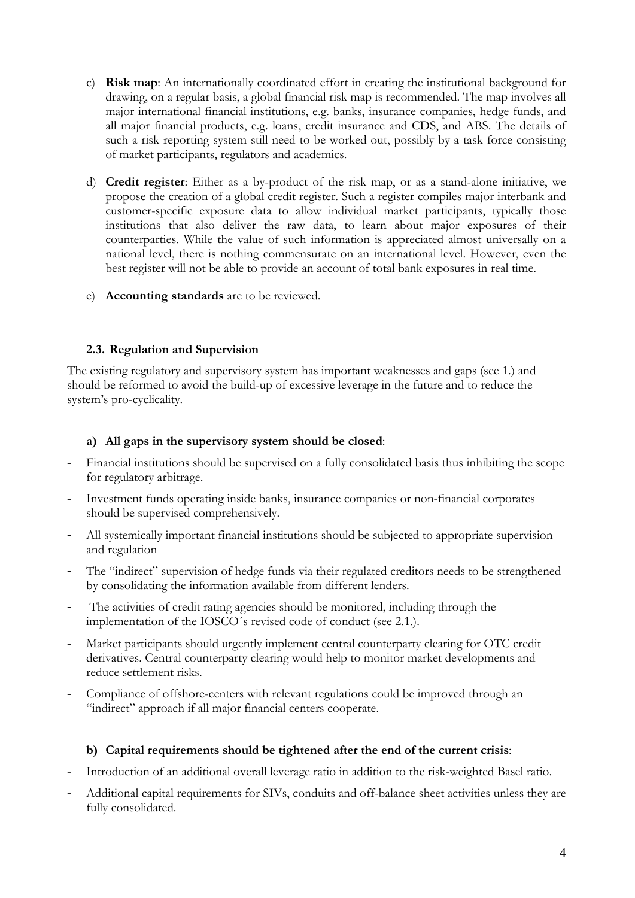c) **Risk map**: An internationally coordinated effort in creating the institutional background for drawing, on a regular basis, a global financial risk map is recommended. The map involves all major international financial institutions, e.g. banks, insurance companies, hedge funds, and all major financial products, e.g. loans, credit insurance and CDS, and ABS. The details of such a risk reporting system still need to be worked out, possibly by a task force consisting of market participants, regulators and academics.

d) **Credit register**: Either as a by-product of the risk map, or as a stand-alone initiative, we propose the creation of a global credit register. Such a register compiles major interbank and customer-specific exposure data to allow individual market participants, typically those institutions that also deliver the raw data, to learn about major exposures of their counterparties. While the value of such information is appreciated almost universally on a national level, there is nothing commensurate on an international level. However, even the best register will not be able to provide an account of total bank exposures in real time.

e) **Accounting standards** are to be reviewed.

### 2.3. Regulation and Supervision

The existing regulatory and supervisory system has important weaknesses and gaps (see 1.) and should be reformed to avoid the build-up of excessive leverage in the future and to reduce the system's pro-cyclicality.

#### a) All gaps in the supervisory system should be closed:

- Financial institutions should be supervised on a fully consolidated basis thus inhibiting the scope for regulatory arbitrage.
- Investment funds operating inside banks, insurance companies or non-financial corporates should be supervised comprehensively.
- All systemically important financial institutions should be subjected to appropriate supervision and regulation
- The "indirect" supervision of hedge funds via their regulated creditors needs to be strengthened by consolidating the information available from different lenders.
- The activities of credit rating agencies should be monitored, including through the implementation of the IOSCO´s revised code of conduct (see 2.1.).
- Market participants should urgently implement central counterparty clearing for OTC credit derivatives. Central counterparty clearing would help to monitor market developments and reduce settlement risks.
- Compliance of offshore-centers with relevant regulations could be improved through an "indirect" approach if all major financial centers cooperate.

#### b) Capital requirements should be tightened after the end of the current crisis:

- Introduction of an additional overall leverage ratio in addition to the risk-weighted Basel ratio.
- Additional capital requirements for SIVs, conduits and off-balance sheet activities unless they are fully consolidated.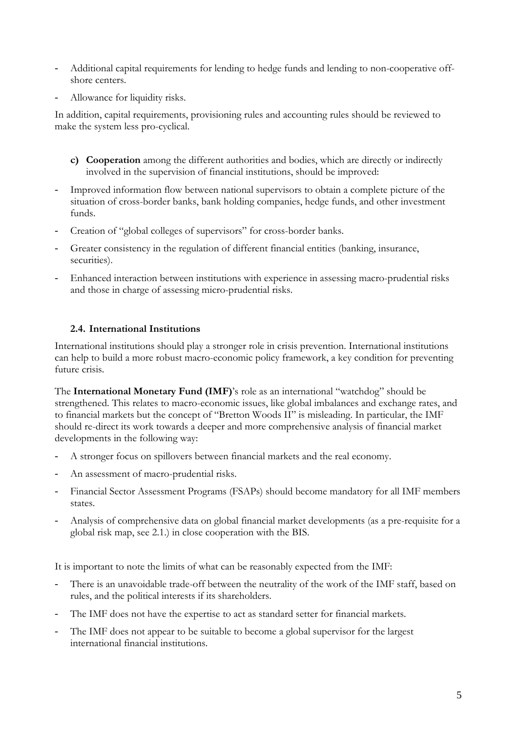- Additional capital requirements for lending to hedge funds and lending to non-cooperative off-shore centers.
- Allowance for liquidity risks.

In addition, capital requirements, provisioning rules and accounting rules should be reviewed to make the system less pro-cyclical.

c) **Cooperation** among the different authorities and bodies, which are directly or indirectly involved in the supervision of financial institutions, should be improved:

- Improved information flow between national supervisors to obtain a complete picture of the situation of cross-border banks, bank holding companies, hedge funds, and other investment funds.
- Creation of "global colleges of supervisors" for cross-border banks.
- Greater consistency in the regulation of different financial entities (banking, insurance, securities).
- Enhanced interaction between institutions with experience in assessing macro-prudential risks and those in charge of assessing micro-prudential risks.

### 2.4. International Institutions

International institutions should play a stronger role in crisis prevention. International institutions can help to build a more robust macro-economic policy framework, a key condition for preventing future crisis.

The **International Monetary Fund (IMF)**'s role as an international "watchdog" should be strengthened. This relates to macro-economic issues, like global imbalances and exchange rates, and to financial markets but the concept of "Bretton Woods II" is misleading. In particular, the IMF should re-direct its work towards a deeper and more comprehensive analysis of financial market developments in the following way:

- A stronger focus on spillovers between financial markets and the real economy.
- An assessment of macro-prudential risks.
- Financial Sector Assessment Programs (FSAPs) should become mandatory for all IMF members states.
- Analysis of comprehensive data on global financial market developments (as a pre-requisite for a global risk map, see 2.1.) in close cooperation with the BIS.

It is important to note the limits of what can be reasonably expected from the IMF:

- There is an unavoidable trade-off between the neutrality of the work of the IMF staff, based on rules, and the political interests if its shareholders.
- The IMF does not have the expertise to act as standard setter for financial markets.
- The IMF does not appear to be suitable to become a global supervisor for the largest international financial institutions.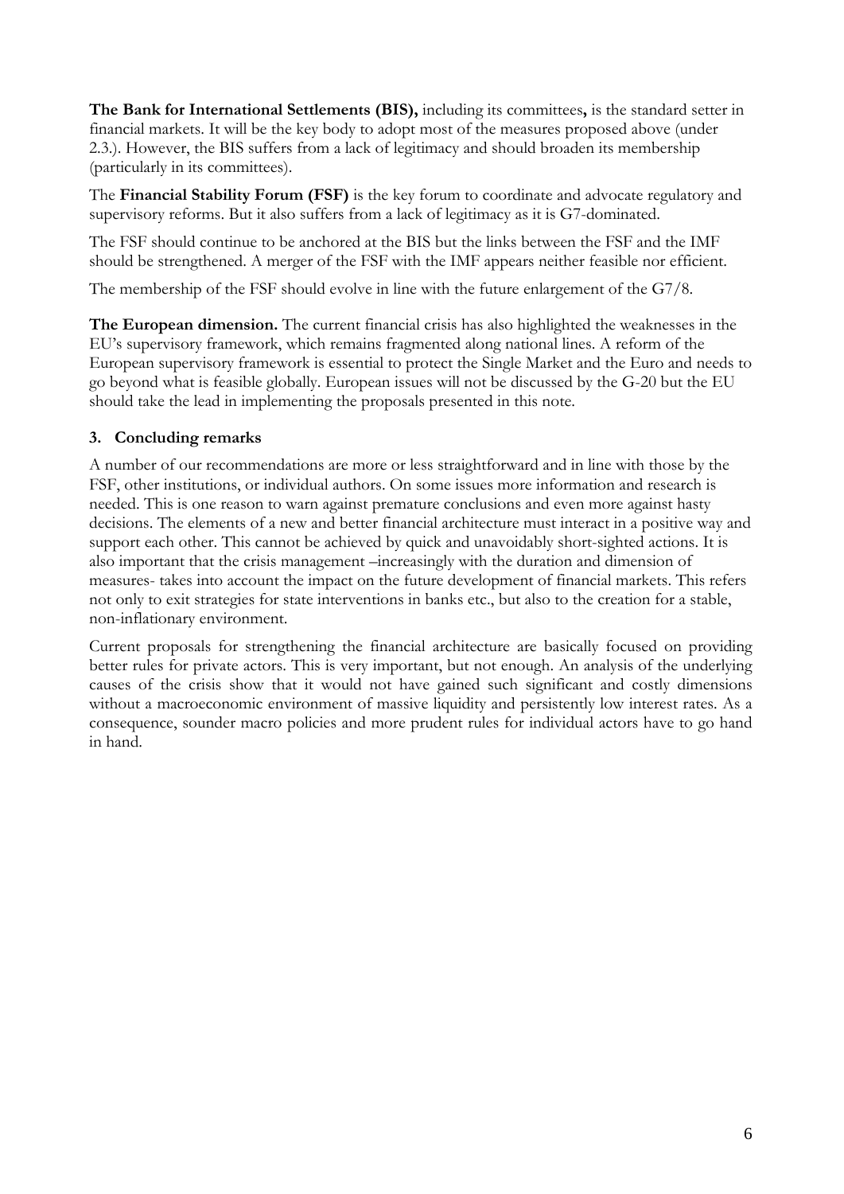**The Bank for International Settlements (BIS),** including its committees**,** is the standard setter in financial markets. It will be the key body to adopt most of the measures proposed above (under 2.3.). However, the BIS suffers from a lack of legitimacy and should broaden its membership (particularly in its committees).

The **Financial Stability Forum (FSF)** is the key forum to coordinate and advocate regulatory and supervisory reforms. But it also suffers from a lack of legitimacy as it is G7-dominated.

The FSF should continue to be anchored at the BIS but the links between the FSF and the IMF should be strengthened. A merger of the FSF with the IMF appears neither feasible nor efficient.

The membership of the FSF should evolve in line with the future enlargement of the G7/8.

**The European dimension.** The current financial crisis has also highlighted the weaknesses in the EU's supervisory framework, which remains fragmented along national lines. A reform of the European supervisory framework is essential to protect the Single Market and the Euro and needs to go beyond what is feasible globally. European issues will not be discussed by the G-20 but the EU should take the lead in implementing the proposals presented in this note.

## 3. Concluding remarks

A number of our recommendations are more or less straightforward and in line with those by the FSF, other institutions, or individual authors. On some issues more information and research is needed. This is one reason to warn against premature conclusions and even more against hasty decisions. The elements of a new and better financial architecture must interact in a positive way and support each other. This cannot be achieved by quick and unavoidably short-sighted actions. It is also important that the crisis management –increasingly with the duration and dimension of measures- takes into account the impact on the future development of financial markets. This refers not only to exit strategies for state interventions in banks etc., but also to the creation for a stable, non-inflationary environment.

Current proposals for strengthening the financial architecture are basically focused on providing better rules for private actors. This is very important, but not enough. An analysis of the underlying causes of the crisis show that it would not have gained such significant and costly dimensions without a macroeconomic environment of massive liquidity and persistently low interest rates. As a consequence, sounder macro policies and more prudent rules for individual actors have to go hand in hand.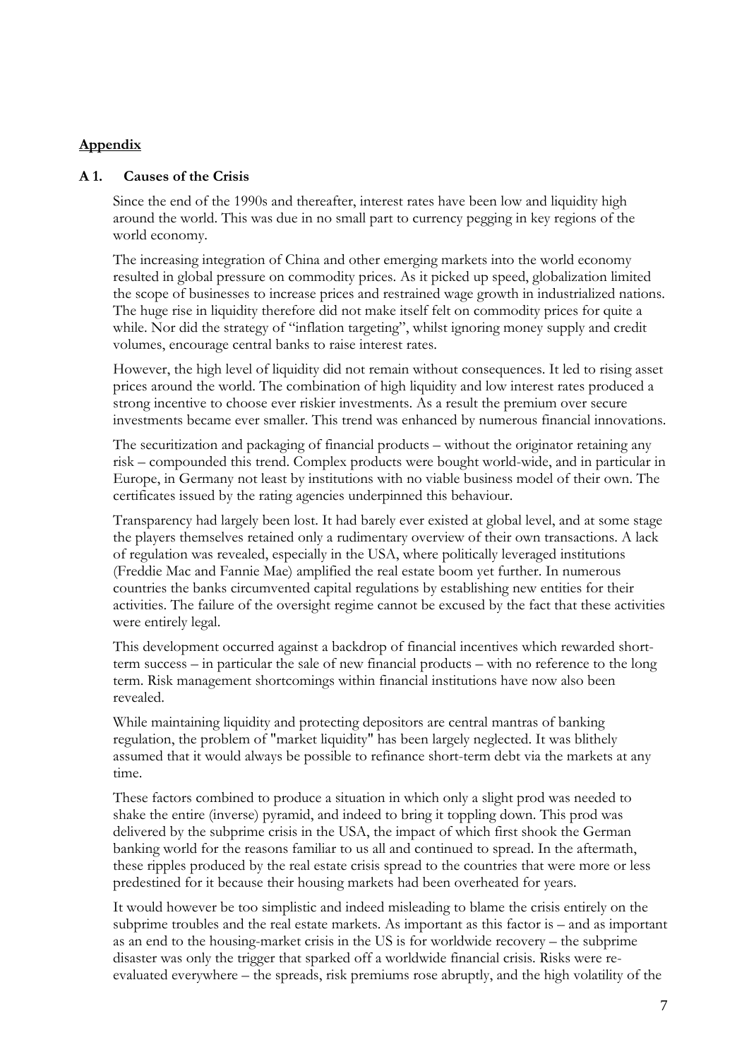## **Appendix**

### A 1. Causes of the Crisis

Since the end of the 1990s and thereafter, interest rates have been low and liquidity high around the world. This was due in no small part to currency pegging in key regions of the world economy.

The increasing integration of China and other emerging markets into the world economy resulted in global pressure on commodity prices. As it picked up speed, globalization limited the scope of businesses to increase prices and restrained wage growth in industrialized nations. The huge rise in liquidity therefore did not make itself felt on commodity prices for quite a while. Nor did the strategy of "inflation targeting", whilst ignoring money supply and credit volumes, encourage central banks to raise interest rates.

However, the high level of liquidity did not remain without consequences. It led to rising asset prices around the world. The combination of high liquidity and low interest rates produced a strong incentive to choose ever riskier investments. As a result the premium over secure investments became ever smaller. This trend was enhanced by numerous financial innovations.

The securitization and packaging of financial products – without the originator retaining any risk – compounded this trend. Complex products were bought world-wide, and in particular in Europe, in Germany not least by institutions with no viable business model of their own. The certificates issued by the rating agencies underpinned this behaviour.

Transparency had largely been lost. It had barely ever existed at global level, and at some stage the players themselves retained only a rudimentary overview of their own transactions. A lack of regulation was revealed, especially in the USA, where politically leveraged institutions (Freddie Mac and Fannie Mae) amplified the real estate boom yet further. In numerous countries the banks circumvented capital regulations by establishing new entities for their activities. The failure of the oversight regime cannot be excused by the fact that these activities were entirely legal.

This development occurred against a backdrop of financial incentives which rewarded short-term success – in particular the sale of new financial products – with no reference to the long term. Risk management shortcomings within financial institutions have now also been revealed.

While maintaining liquidity and protecting depositors are central mantras of banking regulation, the problem of "market liquidity" has been largely neglected. It was blithely assumed that it would always be possible to refinance short-term debt via the markets at any time.

These factors combined to produce a situation in which only a slight prod was needed to shake the entire (inverse) pyramid, and indeed to bring it toppling down. This prod was delivered by the subprime crisis in the USA, the impact of which first shook the German banking world for the reasons familiar to us all and continued to spread. In the aftermath, these ripples produced by the real estate crisis spread to the countries that were more or less predestined for it because their housing markets had been overheated for years.

It would however be too simplistic and indeed misleading to blame the crisis entirely on the subprime troubles and the real estate markets. As important as this factor is – and as important as an end to the housing-market crisis in the US is for worldwide recovery – the subprime disaster was only the trigger that sparked off a worldwide financial crisis. Risks were re-evaluated everywhere – the spreads, risk premiums rose abruptly, and the high volatility of the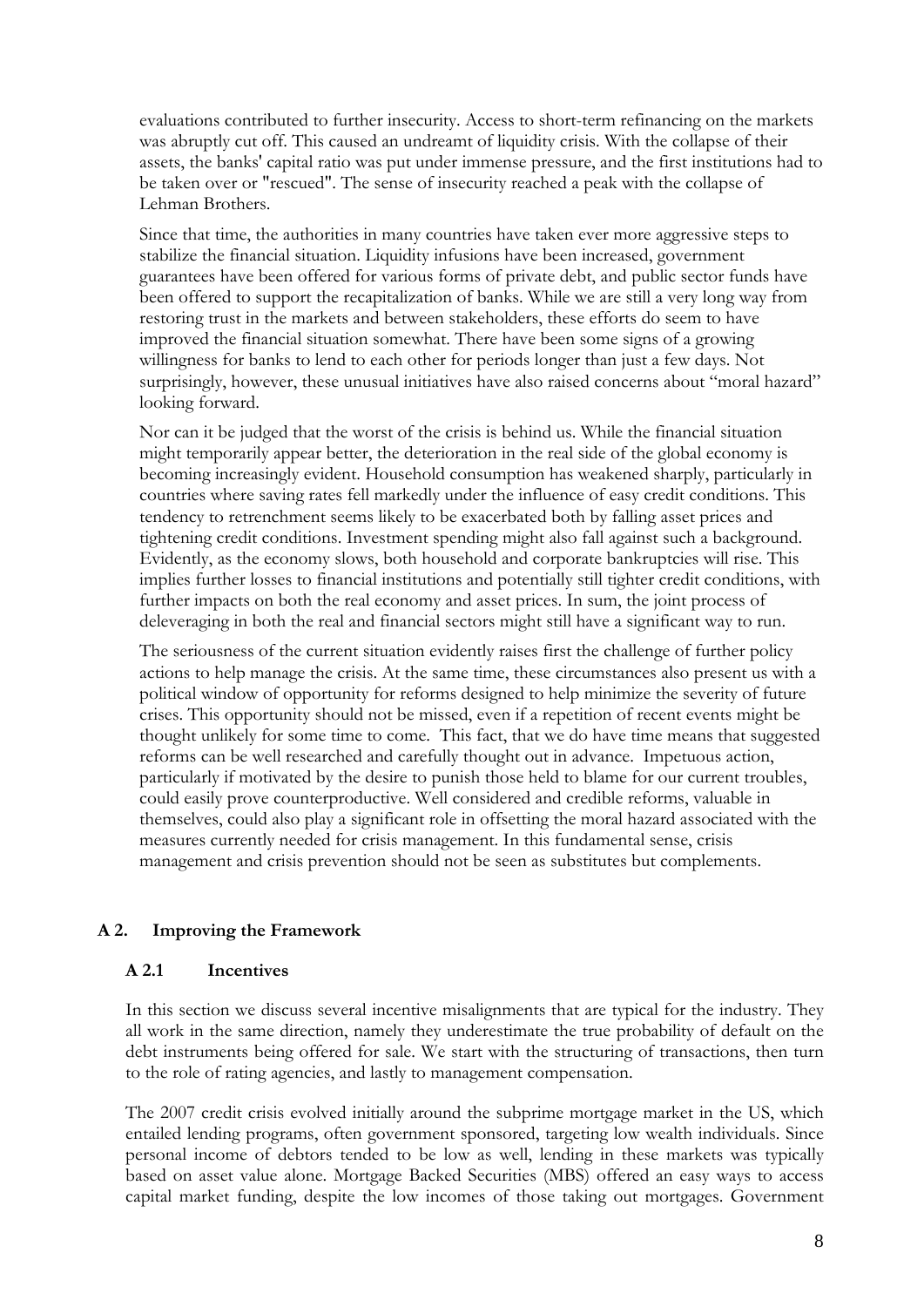evaluations contributed to further insecurity. Access to short-term refinancing on the markets was abruptly cut off. This caused an undreamt of liquidity crisis. With the collapse of their assets, the banks' capital ratio was put under immense pressure, and the first institutions had to be taken over or "rescued". The sense of insecurity reached a peak with the collapse of Lehman Brothers.

Since that time, the authorities in many countries have taken ever more aggressive steps to stabilize the financial situation. Liquidity infusions have been increased, government guarantees have been offered for various forms of private debt, and public sector funds have been offered to support the recapitalization of banks. While we are still a very long way from restoring trust in the markets and between stakeholders, these efforts do seem to have improved the financial situation somewhat. There have been some signs of a growing willingness for banks to lend to each other for periods longer than just a few days. Not surprisingly, however, these unusual initiatives have also raised concerns about "moral hazard" looking forward.

Nor can it be judged that the worst of the crisis is behind us. While the financial situation might temporarily appear better, the deterioration in the real side of the global economy is becoming increasingly evident. Household consumption has weakened sharply, particularly in countries where saving rates fell markedly under the influence of easy credit conditions. This tendency to retrenchment seems likely to be exacerbated both by falling asset prices and tightening credit conditions. Investment spending might also fall against such a background. Evidently, as the economy slows, both household and corporate bankruptcies will rise. This implies further losses to financial institutions and potentially still tighter credit conditions, with further impacts on both the real economy and asset prices. In sum, the joint process of deleveraging in both the real and financial sectors might still have a significant way to run.

The seriousness of the current situation evidently raises first the challenge of further policy actions to help manage the crisis. At the same time, these circumstances also present us with a political window of opportunity for reforms designed to help minimize the severity of future crises. This opportunity should not be missed, even if a repetition of recent events might be thought unlikely for some time to come. This fact, that we do have time means that suggested reforms can be well researched and carefully thought out in advance. Impetuous action, particularly if motivated by the desire to punish those held to blame for our current troubles, could easily prove counterproductive. Well considered and credible reforms, valuable in themselves, could also play a significant role in offsetting the moral hazard associated with the measures currently needed for crisis management. In this fundamental sense, crisis management and crisis prevention should not be seen as substitutes but complements.

## A 2. Improving the Framework

### A 2.1 Incentives

In this section we discuss several incentive misalignments that are typical for the industry. They all work in the same direction, namely they underestimate the true probability of default on the debt instruments being offered for sale. We start with the structuring of transactions, then turn to the role of rating agencies, and lastly to management compensation.

The 2007 credit crisis evolved initially around the subprime mortgage market in the US, which entailed lending programs, often government sponsored, targeting low wealth individuals. Since personal income of debtors tended to be low as well, lending in these markets was typically based on asset value alone. Mortgage Backed Securities (MBS) offered an easy ways to access capital market funding, despite the low incomes of those taking out mortgages. Government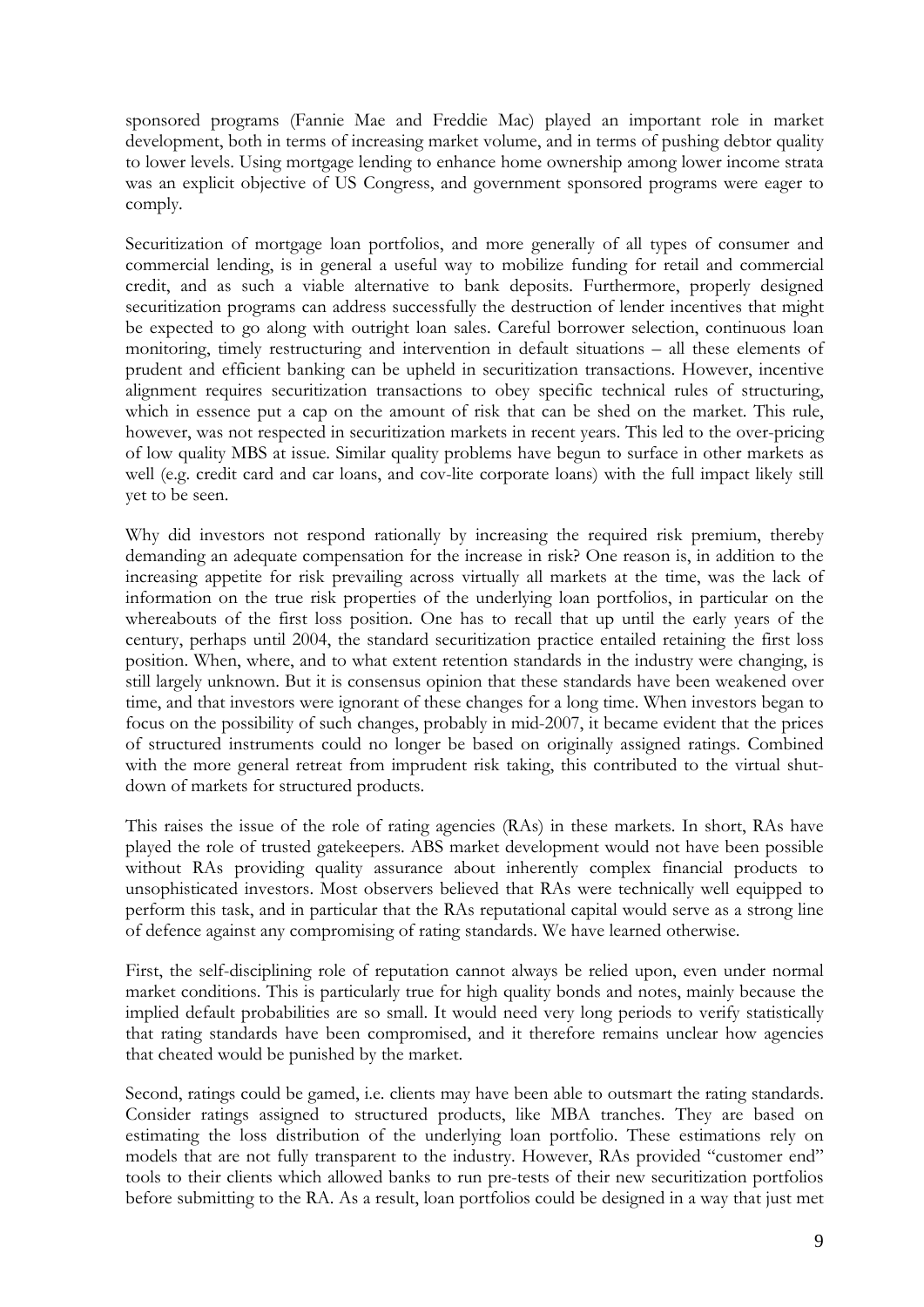sponsored programs (Fannie Mae and Freddie Mac) played an important role in market development, both in terms of increasing market volume, and in terms of pushing debtor quality to lower levels. Using mortgage lending to enhance home ownership among lower income strata was an explicit objective of US Congress, and government sponsored programs were eager to comply.

Securitization of mortgage loan portfolios, and more generally of all types of consumer and commercial lending, is in general a useful way to mobilize funding for retail and commercial credit, and as such a viable alternative to bank deposits. Furthermore, properly designed securitization programs can address successfully the destruction of lender incentives that might be expected to go along with outright loan sales. Careful borrower selection, continuous loan monitoring, timely restructuring and intervention in default situations – all these elements of prudent and efficient banking can be upheld in securitization transactions. However, incentive alignment requires securitization transactions to obey specific technical rules of structuring, which in essence put a cap on the amount of risk that can be shed on the market. This rule, however, was not respected in securitization markets in recent years. This led to the over-pricing of low quality MBS at issue. Similar quality problems have begun to surface in other markets as well (e.g. credit card and car loans, and cov-lite corporate loans) with the full impact likely still yet to be seen.

Why did investors not respond rationally by increasing the required risk premium, thereby demanding an adequate compensation for the increase in risk? One reason is, in addition to the increasing appetite for risk prevailing across virtually all markets at the time, was the lack of information on the true risk properties of the underlying loan portfolios, in particular on the whereabouts of the first loss position. One has to recall that up until the early years of the century, perhaps until 2004, the standard securitization practice entailed retaining the first loss position. When, where, and to what extent retention standards in the industry were changing, is still largely unknown. But it is consensus opinion that these standards have been weakened over time, and that investors were ignorant of these changes for a long time. When investors began to focus on the possibility of such changes, probably in mid-2007, it became evident that the prices of structured instruments could no longer be based on originally assigned ratings. Combined with the more general retreat from imprudent risk taking, this contributed to the virtual shut-down of markets for structured products.

This raises the issue of the role of rating agencies (RAs) in these markets. In short, RAs have played the role of trusted gatekeepers. ABS market development would not have been possible without RAs providing quality assurance about inherently complex financial products to unsophisticated investors. Most observers believed that RAs were technically well equipped to perform this task, and in particular that the RAs reputational capital would serve as a strong line of defence against any compromising of rating standards. We have learned otherwise.

First, the self-disciplining role of reputation cannot always be relied upon, even under normal market conditions. This is particularly true for high quality bonds and notes, mainly because the implied default probabilities are so small. It would need very long periods to verify statistically that rating standards have been compromised, and it therefore remains unclear how agencies that cheated would be punished by the market.

Second, ratings could be gamed, i.e. clients may have been able to outsmart the rating standards. Consider ratings assigned to structured products, like MBA tranches. They are based on estimating the loss distribution of the underlying loan portfolio. These estimations rely on models that are not fully transparent to the industry. However, RAs provided "customer end" tools to their clients which allowed banks to run pre-tests of their new securitization portfolios before submitting to the RA. As a result, loan portfolios could be designed in a way that just met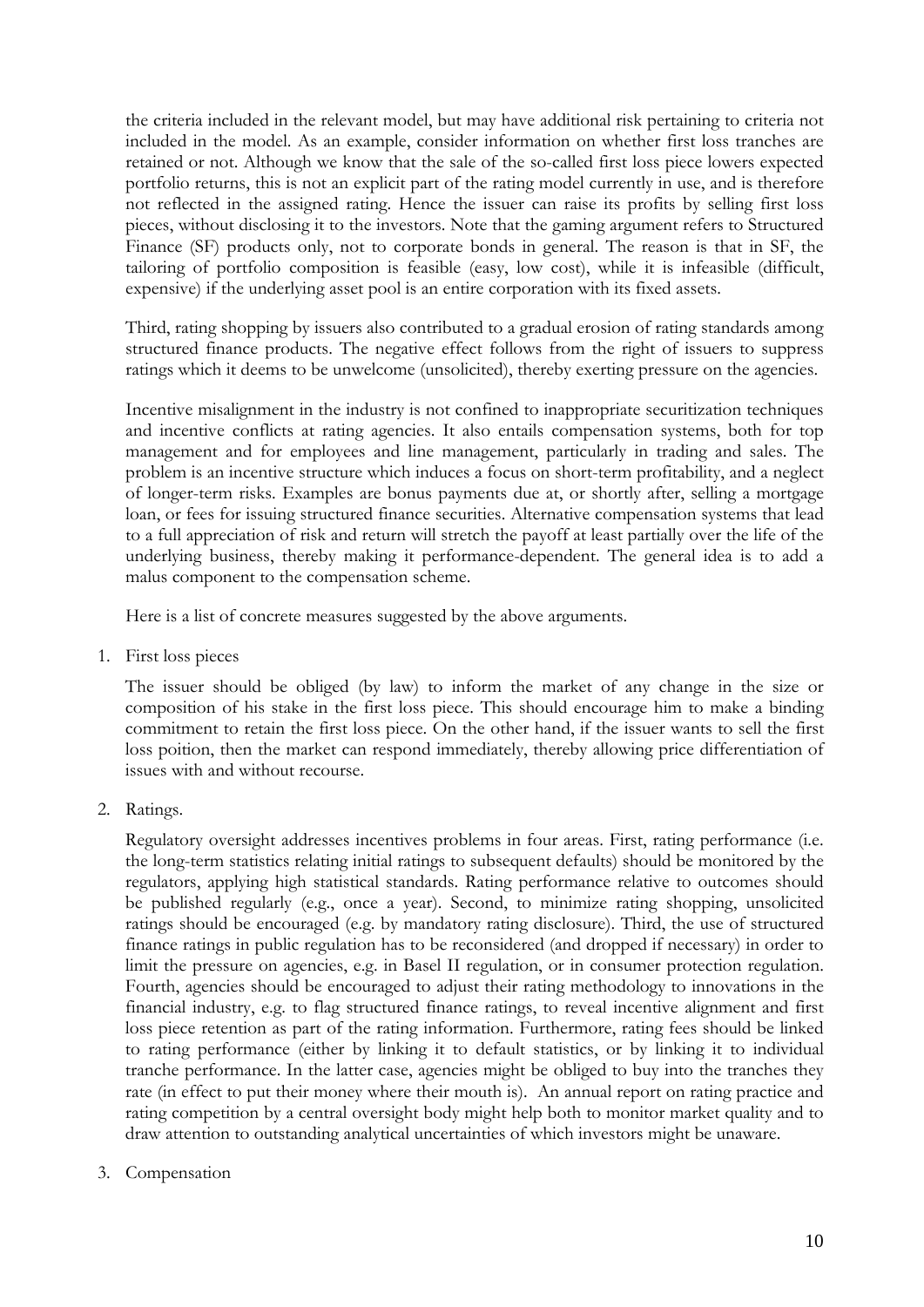the criteria included in the relevant model, but may have additional risk pertaining to criteria not included in the model. As an example, consider information on whether first loss tranches are retained or not. Although we know that the sale of the so-called first loss piece lowers expected portfolio returns, this is not an explicit part of the rating model currently in use, and is therefore not reflected in the assigned rating. Hence the issuer can raise its profits by selling first loss pieces, without disclosing it to the investors. Note that the gaming argument refers to Structured Finance (SF) products only, not to corporate bonds in general. The reason is that in SF, the tailoring of portfolio composition is feasible (easy, low cost), while it is infeasible (difficult, expensive) if the underlying asset pool is an entire corporation with its fixed assets.

Third, rating shopping by issuers also contributed to a gradual erosion of rating standards among structured finance products. The negative effect follows from the right of issuers to suppress ratings which it deems to be unwelcome (unsolicited), thereby exerting pressure on the agencies.

Incentive misalignment in the industry is not confined to inappropriate securitization techniques and incentive conflicts at rating agencies. It also entails compensation systems, both for top management and for employees and line management, particularly in trading and sales. The problem is an incentive structure which induces a focus on short-term profitability, and a neglect of longer-term risks. Examples are bonus payments due at, or shortly after, selling a mortgage loan, or fees for issuing structured finance securities. Alternative compensation systems that lead to a full appreciation of risk and return will stretch the payoff at least partially over the life of the underlying business, thereby making it performance-dependent. The general idea is to add a malus component to the compensation scheme.

Here is a list of concrete measures suggested by the above arguments.

1. First loss pieces

   The issuer should be obliged (by law) to inform the market of any change in the size or composition of his stake in the first loss piece. This should encourage him to make a binding commitment to retain the first loss piece. On the other hand, if the issuer wants to sell the first loss poition, then the market can respond immediately, thereby allowing price differentiation of issues with and without recourse.

2. Ratings.

   Regulatory oversight addresses incentives problems in four areas. First, rating performance (i.e. the long-term statistics relating initial ratings to subsequent defaults) should be monitored by the regulators, applying high statistical standards. Rating performance relative to outcomes should be published regularly (e.g., once a year). Second, to minimize rating shopping, unsolicited ratings should be encouraged (e.g. by mandatory rating disclosure). Third, the use of structured finance ratings in public regulation has to be reconsidered (and dropped if necessary) in order to limit the pressure on agencies, e.g. in Basel II regulation, or in consumer protection regulation. Fourth, agencies should be encouraged to adjust their rating methodology to innovations in the financial industry, e.g. to flag structured finance ratings, to reveal incentive alignment and first loss piece retention as part of the rating information. Furthermore, rating fees should be linked to rating performance (either by linking it to default statistics, or by linking it to individual tranche performance. In the latter case, agencies might be obliged to buy into the tranches they rate (in effect to put their money where their mouth is). An annual report on rating practice and rating competition by a central oversight body might help both to monitor market quality and to draw attention to outstanding analytical uncertainties of which investors might be unaware.

3. Compensation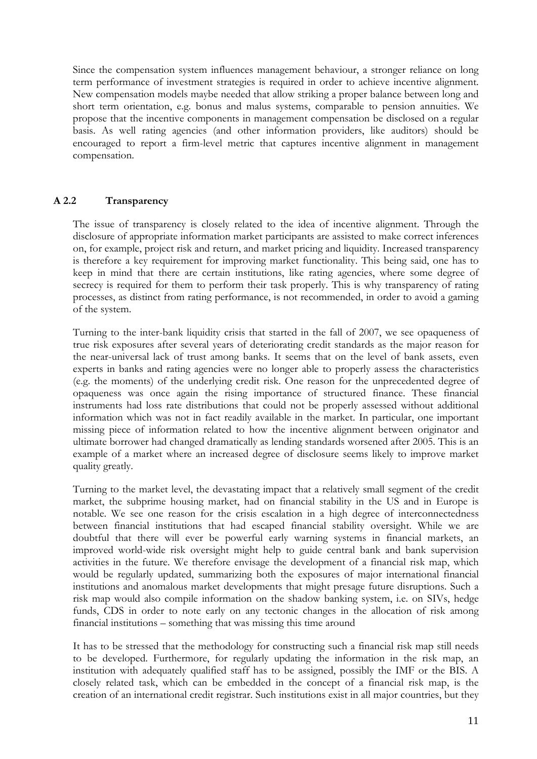Since the compensation system influences management behaviour, a stronger reliance on long term performance of investment strategies is required in order to achieve incentive alignment. New compensation models maybe needed that allow striking a proper balance between long and short term orientation, e.g. bonus and malus systems, comparable to pension annuities. We propose that the incentive components in management compensation be disclosed on a regular basis. As well rating agencies (and other information providers, like auditors) should be encouraged to report a firm-level metric that captures incentive alignment in management compensation.

### A 2.2 Transparency

The issue of transparency is closely related to the idea of incentive alignment. Through the disclosure of appropriate information market participants are assisted to make correct inferences on, for example, project risk and return, and market pricing and liquidity. Increased transparency is therefore a key requirement for improving market functionality. This being said, one has to keep in mind that there are certain institutions, like rating agencies, where some degree of secrecy is required for them to perform their task properly. This is why transparency of rating processes, as distinct from rating performance, is not recommended, in order to avoid a gaming of the system.

Turning to the inter-bank liquidity crisis that started in the fall of 2007, we see opaqueness of true risk exposures after several years of deteriorating credit standards as the major reason for the near-universal lack of trust among banks. It seems that on the level of bank assets, even experts in banks and rating agencies were no longer able to properly assess the characteristics (e.g. the moments) of the underlying credit risk. One reason for the unprecedented degree of opaqueness was once again the rising importance of structured finance. These financial instruments had loss rate distributions that could not be properly assessed without additional information which was not in fact readily available in the market. In particular, one important missing piece of information related to how the incentive alignment between originator and ultimate borrower had changed dramatically as lending standards worsened after 2005. This is an example of a market where an increased degree of disclosure seems likely to improve market quality greatly.

Turning to the market level, the devastating impact that a relatively small segment of the credit market, the subprime housing market, had on financial stability in the US and in Europe is notable. We see one reason for the crisis escalation in a high degree of interconnectedness between financial institutions that had escaped financial stability oversight. While we are doubtful that there will ever be powerful early warning systems in financial markets, an improved world-wide risk oversight might help to guide central bank and bank supervision activities in the future. We therefore envisage the development of a financial risk map, which would be regularly updated, summarizing both the exposures of major international financial institutions and anomalous market developments that might presage future disruptions. Such a risk map would also compile information on the shadow banking system, i.e. on SIVs, hedge funds, CDS in order to note early on any tectonic changes in the allocation of risk among financial institutions – something that was missing this time around

It has to be stressed that the methodology for constructing such a financial risk map still needs to be developed. Furthermore, for regularly updating the information in the risk map, an institution with adequately qualified staff has to be assigned, possibly the IMF or the BIS. A closely related task, which can be embedded in the concept of a financial risk map, is the creation of an international credit registrar. Such institutions exist in all major countries, but they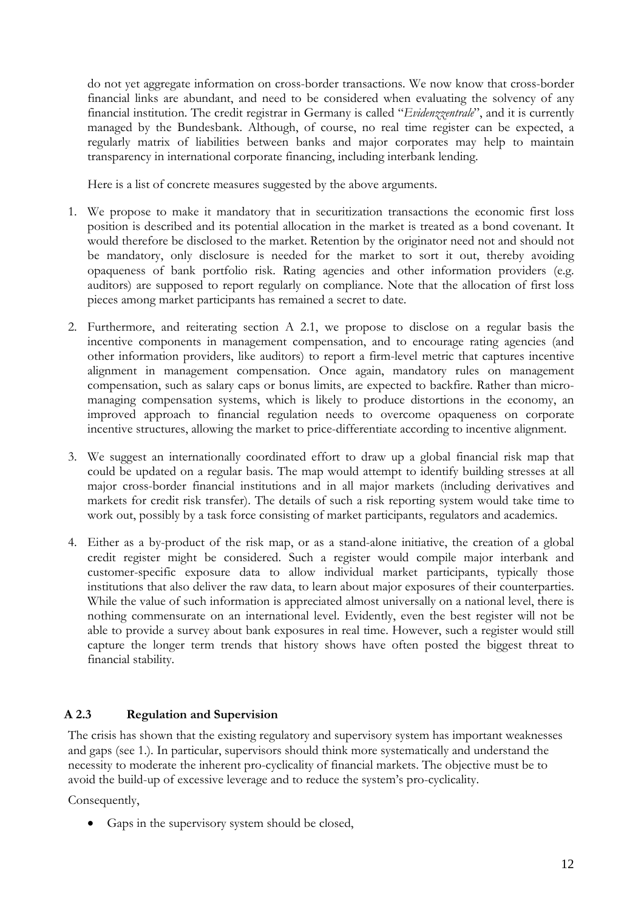do not yet aggregate information on cross-border transactions. We now know that cross-border financial links are abundant, and need to be considered when evaluating the solvency of any financial institution. The credit registrar in Germany is called "*Evidenzzentrale*", and it is currently managed by the Bundesbank. Although, of course, no real time register can be expected, a regularly matrix of liabilities between banks and major corporates may help to maintain transparency in international corporate financing, including interbank lending.

Here is a list of concrete measures suggested by the above arguments.

1. We propose to make it mandatory that in securitization transactions the economic first loss position is described and its potential allocation in the market is treated as a bond covenant. It would therefore be disclosed to the market. Retention by the originator need not and should not be mandatory, only disclosure is needed for the market to sort it out, thereby avoiding opaqueness of bank portfolio risk. Rating agencies and other information providers (e.g. auditors) are supposed to report regularly on compliance. Note that the allocation of first loss pieces among market participants has remained a secret to date.

2. Furthermore, and reiterating section A 2.1, we propose to disclose on a regular basis the incentive components in management compensation, and to encourage rating agencies (and other information providers, like auditors) to report a firm-level metric that captures incentive alignment in management compensation. Once again, mandatory rules on management compensation, such as salary caps or bonus limits, are expected to backfire. Rather than micro-managing compensation systems, which is likely to produce distortions in the economy, an improved approach to financial regulation needs to overcome opaqueness on corporate incentive structures, allowing the market to price-differentiate according to incentive alignment.

3. We suggest an internationally coordinated effort to draw up a global financial risk map that could be updated on a regular basis. The map would attempt to identify building stresses at all major cross-border financial institutions and in all major markets (including derivatives and markets for credit risk transfer). The details of such a risk reporting system would take time to work out, possibly by a task force consisting of market participants, regulators and academics.

4. Either as a by-product of the risk map, or as a stand-alone initiative, the creation of a global credit register might be considered. Such a register would compile major interbank and customer-specific exposure data to allow individual market participants, typically those institutions that also deliver the raw data, to learn about major exposures of their counterparties. While the value of such information is appreciated almost universally on a national level, there is nothing commensurate on an international level. Evidently, even the best register will not be able to provide a survey about bank exposures in real time. However, such a register would still capture the longer term trends that history shows have often posted the biggest threat to financial stability.

### A 2.3 Regulation and Supervision

The crisis has shown that the existing regulatory and supervisory system has important weaknesses and gaps (see 1.). In particular, supervisors should think more systematically and understand the necessity to moderate the inherent pro-cyclicality of financial markets. The objective must be to avoid the build-up of excessive leverage and to reduce the system's pro-cyclicality.

Consequently,

- Gaps in the supervisory system should be closed,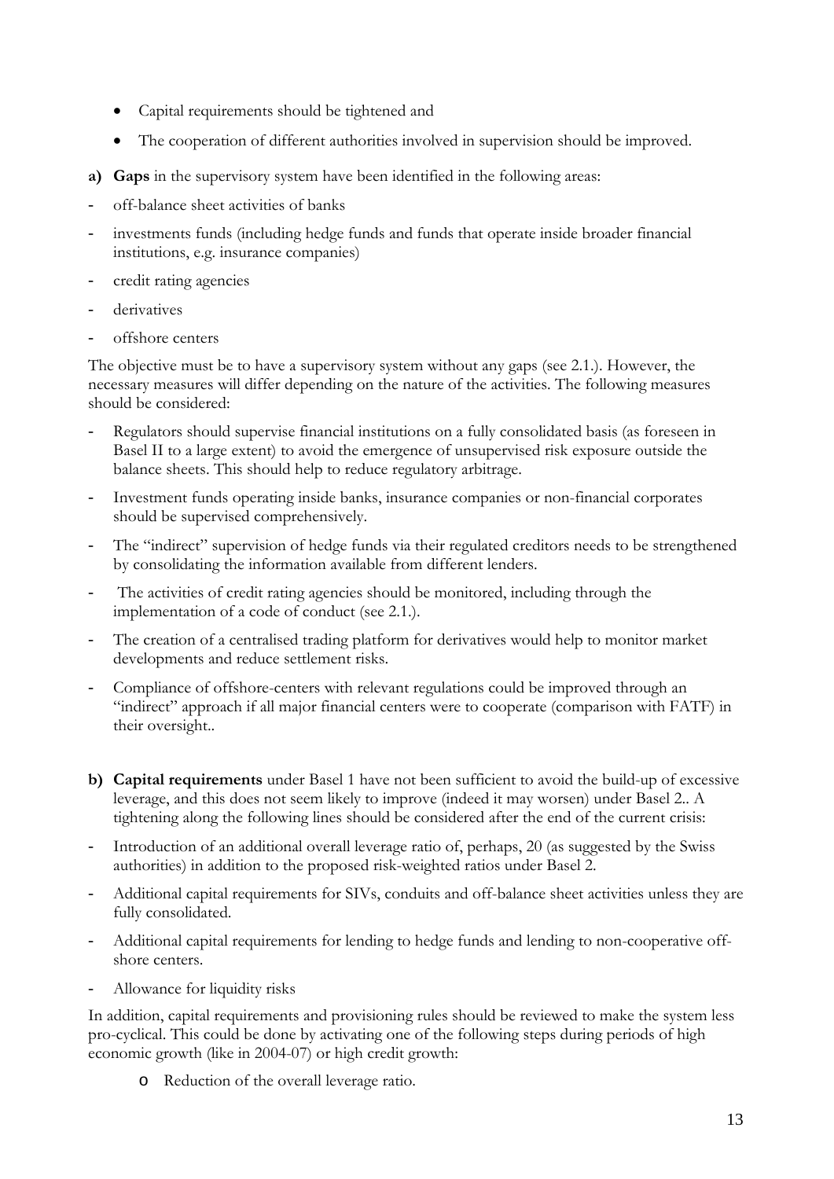- Capital requirements should be tightened and
- The cooperation of different authorities involved in supervision should be improved.

**a) Gaps** in the supervisory system have been identified in the following areas:

- off-balance sheet activities of banks
- investments funds (including hedge funds and funds that operate inside broader financial institutions, e.g. insurance companies)
- credit rating agencies
- derivatives
- offshore centers

The objective must be to have a supervisory system without any gaps (see 2.1.). However, the necessary measures will differ depending on the nature of the activities. The following measures should be considered:

- Regulators should supervise financial institutions on a fully consolidated basis (as foreseen in Basel II to a large extent) to avoid the emergence of unsupervised risk exposure outside the balance sheets. This should help to reduce regulatory arbitrage.
- Investment funds operating inside banks, insurance companies or non-financial corporates should be supervised comprehensively.
- The "indirect" supervision of hedge funds via their regulated creditors needs to be strengthened by consolidating the information available from different lenders.
- The activities of credit rating agencies should be monitored, including through the implementation of a code of conduct (see 2.1.).
- The creation of a centralised trading platform for derivatives would help to monitor market developments and reduce settlement risks.
- Compliance of offshore-centers with relevant regulations could be improved through an "indirect" approach if all major financial centers were to cooperate (comparison with FATF) in their oversight..

**b) Capital requirements** under Basel 1 have not been sufficient to avoid the build-up of excessive leverage, and this does not seem likely to improve (indeed it may worsen) under Basel 2.. A tightening along the following lines should be considered after the end of the current crisis:

- Introduction of an additional overall leverage ratio of, perhaps, 20 (as suggested by the Swiss authorities) in addition to the proposed risk-weighted ratios under Basel 2.
- Additional capital requirements for SIVs, conduits and off-balance sheet activities unless they are fully consolidated.
- Additional capital requirements for lending to hedge funds and lending to non-cooperative off-shore centers.
- Allowance for liquidity risks

In addition, capital requirements and provisioning rules should be reviewed to make the system less pro-cyclical. This could be done by activating one of the following steps during periods of high economic growth (like in 2004-07) or high credit growth:

- Reduction of the overall leverage ratio.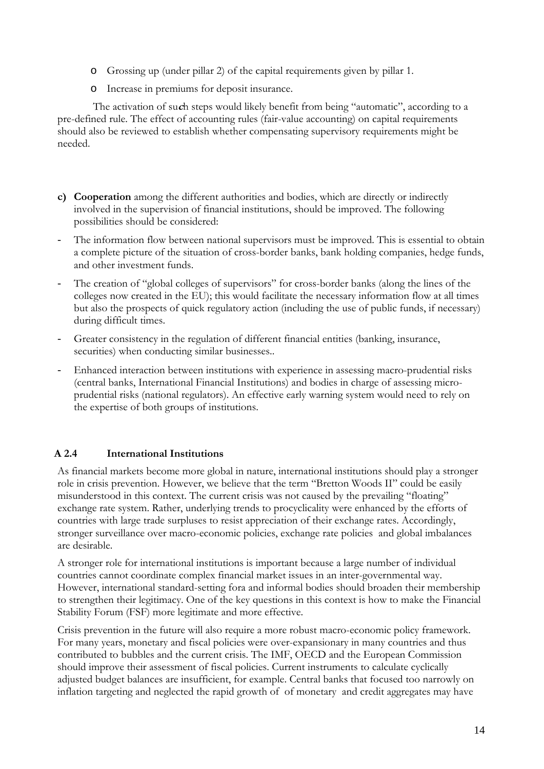- Grossing up (under pillar 2) of the capital requirements given by pillar 1.
- Increase in premiums for deposit insurance.

The activation of such steps would likely benefit from being "automatic", according to a pre-defined rule. The effect of accounting rules (fair-value accounting) on capital requirements should also be reviewed to establish whether compensating supervisory requirements might be needed.

**c) Cooperation** among the different authorities and bodies, which are directly or indirectly involved in the supervision of financial institutions, should be improved. The following possibilities should be considered:

- The information flow between national supervisors must be improved. This is essential to obtain a complete picture of the situation of cross-border banks, bank holding companies, hedge funds, and other investment funds.
- The creation of "global colleges of supervisors" for cross-border banks (along the lines of the colleges now created in the EU); this would facilitate the necessary information flow at all times but also the prospects of quick regulatory action (including the use of public funds, if necessary) during difficult times.
- Greater consistency in the regulation of different financial entities (banking, insurance, securities) when conducting similar businesses..
- Enhanced interaction between institutions with experience in assessing macro-prudential risks (central banks, International Financial Institutions) and bodies in charge of assessing micro-prudential risks (national regulators). An effective early warning system would need to rely on the expertise of both groups of institutions.

### A 2.4 International Institutions

As financial markets become more global in nature, international institutions should play a stronger role in crisis prevention. However, we believe that the term "Bretton Woods II" could be easily misunderstood in this context. The current crisis was not caused by the prevailing "floating" exchange rate system. Rather, underlying trends to procyclicality were enhanced by the efforts of countries with large trade surpluses to resist appreciation of their exchange rates. Accordingly, stronger surveillance over macro-economic policies, exchange rate policies and global imbalances are desirable.

A stronger role for international institutions is important because a large number of individual countries cannot coordinate complex financial market issues in an inter-governmental way. However, international standard-setting fora and informal bodies should broaden their membership to strengthen their legitimacy. One of the key questions in this context is how to make the Financial Stability Forum (FSF) more legitimate and more effective.

Crisis prevention in the future will also require a more robust macro-economic policy framework. For many years, monetary and fiscal policies were over-expansionary in many countries and thus contributed to bubbles and the current crisis. The IMF, OECD and the European Commission should improve their assessment of fiscal policies. Current instruments to calculate cyclically adjusted budget balances are insufficient, for example. Central banks that focused too narrowly on inflation targeting and neglected the rapid growth of of monetary and credit aggregates may have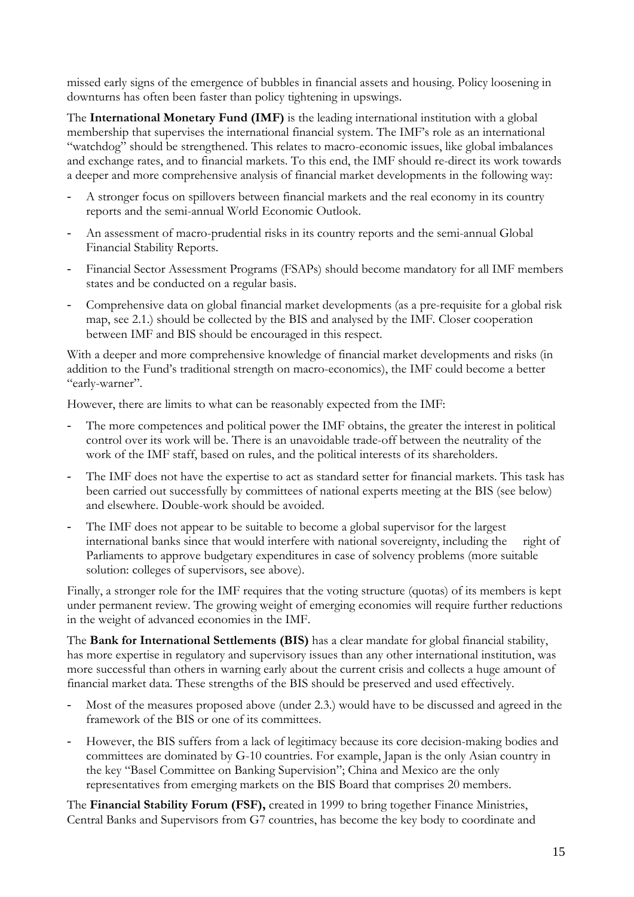missed early signs of the emergence of bubbles in financial assets and housing. Policy loosening in downturns has often been faster than policy tightening in upswings.

The **International Monetary Fund (IMF)** is the leading international institution with a global membership that supervises the international financial system. The IMF's role as an international "watchdog" should be strengthened. This relates to macro-economic issues, like global imbalances and exchange rates, and to financial markets. To this end, the IMF should re-direct its work towards a deeper and more comprehensive analysis of financial market developments in the following way:

- A stronger focus on spillovers between financial markets and the real economy in its country reports and the semi-annual World Economic Outlook.
- An assessment of macro-prudential risks in its country reports and the semi-annual Global Financial Stability Reports.
- Financial Sector Assessment Programs (FSAPs) should become mandatory for all IMF members states and be conducted on a regular basis.
- Comprehensive data on global financial market developments (as a pre-requisite for a global risk map, see 2.1.) should be collected by the BIS and analysed by the IMF. Closer cooperation between IMF and BIS should be encouraged in this respect.

With a deeper and more comprehensive knowledge of financial market developments and risks (in addition to the Fund's traditional strength on macro-economics), the IMF could become a better "early-warner".

However, there are limits to what can be reasonably expected from the IMF:

- The more competences and political power the IMF obtains, the greater the interest in political control over its work will be. There is an unavoidable trade-off between the neutrality of the work of the IMF staff, based on rules, and the political interests of its shareholders.
- The IMF does not have the expertise to act as standard setter for financial markets. This task has been carried out successfully by committees of national experts meeting at the BIS (see below) and elsewhere. Double-work should be avoided.
- The IMF does not appear to be suitable to become a global supervisor for the largest international banks since that would interfere with national sovereignty, including the right of Parliaments to approve budgetary expenditures in case of solvency problems (more suitable solution: colleges of supervisors, see above).

Finally, a stronger role for the IMF requires that the voting structure (quotas) of its members is kept under permanent review. The growing weight of emerging economies will require further reductions in the weight of advanced economies in the IMF.

The **Bank for International Settlements (BIS)** has a clear mandate for global financial stability, has more expertise in regulatory and supervisory issues than any other international institution, was more successful than others in warning early about the current crisis and collects a huge amount of financial market data. These strengths of the BIS should be preserved and used effectively.

- Most of the measures proposed above (under 2.3.) would have to be discussed and agreed in the framework of the BIS or one of its committees.
- However, the BIS suffers from a lack of legitimacy because its core decision-making bodies and committees are dominated by G-10 countries. For example, Japan is the only Asian country in the key "Basel Committee on Banking Supervision"; China and Mexico are the only representatives from emerging markets on the BIS Board that comprises 20 members.

The **Financial Stability Forum (FSF),** created in 1999 to bring together Finance Ministries, Central Banks and Supervisors from G7 countries, has become the key body to coordinate and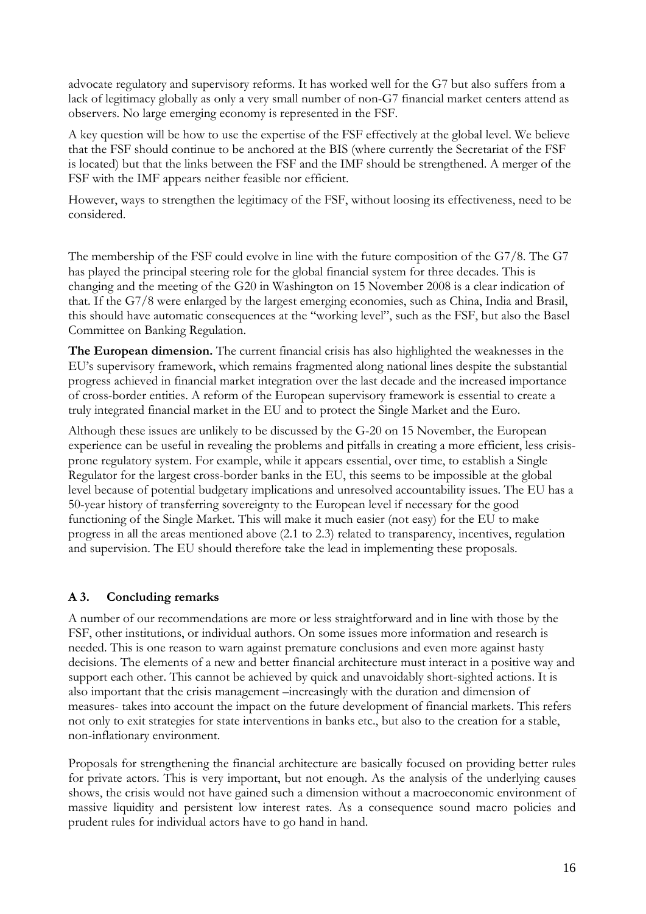advocate regulatory and supervisory reforms. It has worked well for the G7 but also suffers from a lack of legitimacy globally as only a very small number of non-G7 financial market centers attend as observers. No large emerging economy is represented in the FSF.

A key question will be how to use the expertise of the FSF effectively at the global level. We believe that the FSF should continue to be anchored at the BIS (where currently the Secretariat of the FSF is located) but that the links between the FSF and the IMF should be strengthened. A merger of the FSF with the IMF appears neither feasible nor efficient.

However, ways to strengthen the legitimacy of the FSF, without loosing its effectiveness, need to be considered.

The membership of the FSF could evolve in line with the future composition of the G7/8. The G7 has played the principal steering role for the global financial system for three decades. This is changing and the meeting of the G20 in Washington on 15 November 2008 is a clear indication of that. If the G7/8 were enlarged by the largest emerging economies, such as China, India and Brasil, this should have automatic consequences at the "working level", such as the FSF, but also the Basel Committee on Banking Regulation.

**The European dimension.** The current financial crisis has also highlighted the weaknesses in the EU's supervisory framework, which remains fragmented along national lines despite the substantial progress achieved in financial market integration over the last decade and the increased importance of cross-border entities. A reform of the European supervisory framework is essential to create a truly integrated financial market in the EU and to protect the Single Market and the Euro.

Although these issues are unlikely to be discussed by the G-20 on 15 November, the European experience can be useful in revealing the problems and pitfalls in creating a more efficient, less crisis-prone regulatory system. For example, while it appears essential, over time, to establish a Single Regulator for the largest cross-border banks in the EU, this seems to be impossible at the global level because of potential budgetary implications and unresolved accountability issues. The EU has a 50-year history of transferring sovereignty to the European level if necessary for the good functioning of the Single Market. This will make it much easier (not easy) for the EU to make progress in all the areas mentioned above (2.1 to 2.3) related to transparency, incentives, regulation and supervision. The EU should therefore take the lead in implementing these proposals.

### A 3. Concluding remarks

A number of our recommendations are more or less straightforward and in line with those by the FSF, other institutions, or individual authors. On some issues more information and research is needed. This is one reason to warn against premature conclusions and even more against hasty decisions. The elements of a new and better financial architecture must interact in a positive way and support each other. This cannot be achieved by quick and unavoidably short-sighted actions. It is also important that the crisis management –increasingly with the duration and dimension of measures- takes into account the impact on the future development of financial markets. This refers not only to exit strategies for state interventions in banks etc., but also to the creation for a stable, non-inflationary environment.

Proposals for strengthening the financial architecture are basically focused on providing better rules for private actors. This is very important, but not enough. As the analysis of the underlying causes shows, the crisis would not have gained such a dimension without a macroeconomic environment of massive liquidity and persistent low interest rates. As a consequence sound macro policies and prudent rules for individual actors have to go hand in hand.